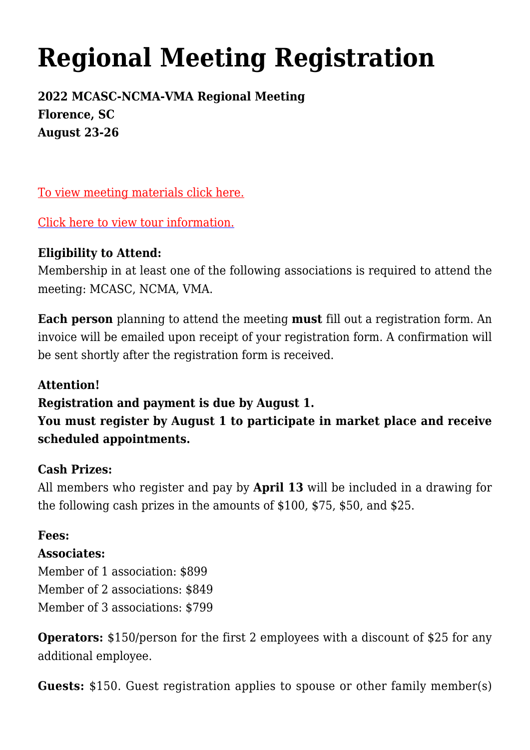# Regional Meeting Registration

**2022 MCASC-NCMA-VMA Regional Meeting**
**Florence, SC**
**August 23-26**

To view meeting materials click here.

Click here to view tour information.

**Eligibility to Attend:**
Membership in at least one of the following associations is required to attend the meeting: MCASC, NCMA, VMA.

**Each person** planning to attend the meeting **must** fill out a registration form. An invoice will be emailed upon receipt of your registration form. A confirmation will be sent shortly after the registration form is received.

**Attention!**
**Registration and payment is due by August 1.**
**You must register by August 1 to participate in market place and receive scheduled appointments.**

**Cash Prizes:**
All members who register and pay by **April 13** will be included in a drawing for the following cash prizes in the amounts of $100, $75, $50, and $25.

**Fees:**
**Associates:**
Member of 1 association: $899
Member of 2 associations: $849
Member of 3 associations: $799

**Operators:** $150/person for the first 2 employees with a discount of $25 for any additional employee.

**Guests:** $150. Guest registration applies to spouse or other family member(s)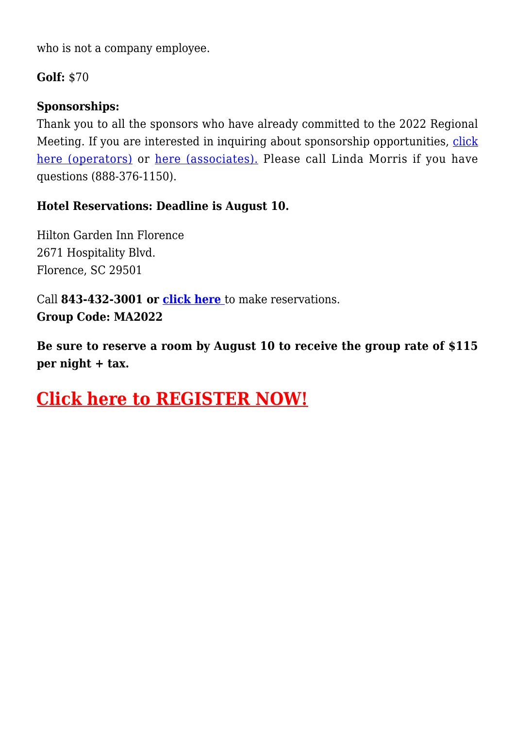who is not a company employee.

**Golf:** $70

**Sponsorships:**
Thank you to all the sponsors who have already committed to the 2022 Regional Meeting. If you are interested in inquiring about sponsorship opportunities, click here (operators) or here (associates). Please call Linda Morris if you have questions (888-376-1150).

**Hotel Reservations: Deadline is August 10.**

Hilton Garden Inn Florence
2671 Hospitality Blvd.
Florence, SC 29501

Call **843-432-3001 or click here** to make reservations.
**Group Code: MA2022**

**Be sure to reserve a room by August 10 to receive the group rate of $115 per night + tax.**

## Click here to REGISTER NOW!